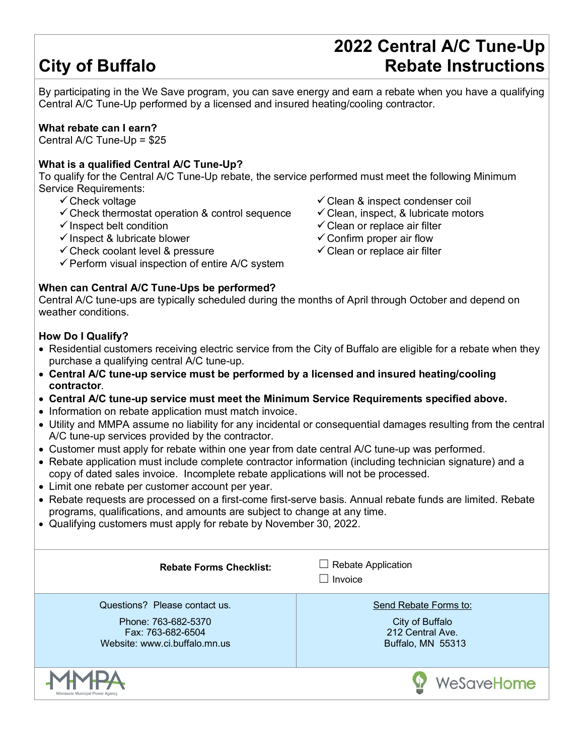# City of Buffalo

# 2022 Central A/C Tune-Up Rebate Instructions

By participating in the We Save program, you can save energy and earn a rebate when you have a qualifying Central A/C Tune-Up performed by a licensed and insured heating/cooling contractor.

**What rebate can I earn?**
Central A/C Tune-Up = $25

**What is a qualified Central A/C Tune-Up?**
To qualify for the Central A/C Tune-Up rebate, the service performed must meet the following Minimum Service Requirements:

- ✓ Check voltage
- ✓ Check thermostat operation & control sequence
- ✓ Inspect belt condition
- ✓ Inspect & lubricate blower
- ✓ Check coolant level & pressure
- ✓ Perform visual inspection of entire A/C system
- ✓ Clean & inspect condenser coil
- ✓ Clean, inspect, & lubricate motors
- ✓ Clean or replace air filter
- ✓ Confirm proper air flow
- ✓ Clean or replace air filter

**When can Central A/C Tune-Ups be performed?**
Central A/C tune-ups are typically scheduled during the months of April through October and depend on weather conditions.

**How Do I Qualify?**

- Residential customers receiving electric service from the City of Buffalo are eligible for a rebate when they purchase a qualifying central A/C tune-up.
- **Central A/C tune-up service must be performed by a licensed and insured heating/cooling contractor**.
- **Central A/C tune-up service must meet the Minimum Service Requirements specified above.**
- Information on rebate application must match invoice.
- Utility and MMPA assume no liability for any incidental or consequential damages resulting from the central A/C tune-up services provided by the contractor.
- Customer must apply for rebate within one year from date central A/C tune-up was performed.
- Rebate application must include complete contractor information (including technician signature) and a copy of dated sales invoice. Incomplete rebate applications will not be processed.
- Limit one rebate per customer account per year.
- Rebate requests are processed on a first-come first-serve basis. Annual rebate funds are limited. Rebate programs, qualifications, and amounts are subject to change at any time.
- Qualifying customers must apply for rebate by November 30, 2022.

**Rebate Forms Checklist:**

- ☐ Rebate Application
- ☐ Invoice

Questions? Please contact us.

Phone: 763-682-5370
Fax: 763-682-6504
Website: www.ci.buffalo.mn.us

Send Rebate Forms to:

City of Buffalo
212 Central Ave.
Buffalo, MN 55313

MMPA Minnesota Municipal Power Agency

WeSaveHome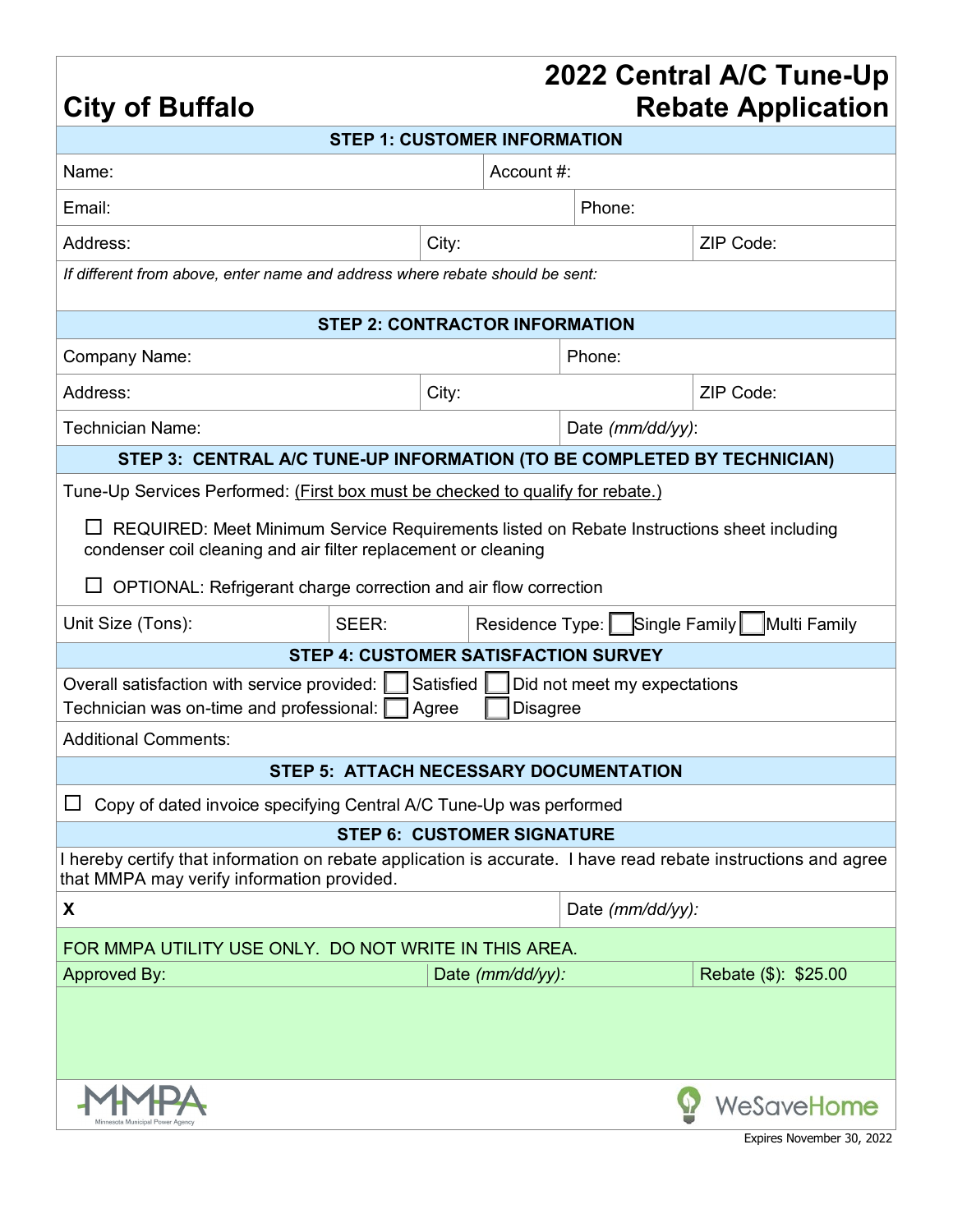# City of Buffalo

# 2022 Central A/C Tune-Up Rebate Application

## STEP 1: CUSTOMER INFORMATION

| | | |
|---|---|---|
| Name: | Account #: | |
| Email: | Phone: | |
| Address: | City: | ZIP Code: |

*If different from above, enter name and address where rebate should be sent:*

## STEP 2: CONTRACTOR INFORMATION

| | | |
|---|---|---|
| Company Name: | Phone: | |
| Address: | City: | ZIP Code: |
| Technician Name: | Date *(mm/dd/yy)*: | |

## STEP 3: CENTRAL A/C TUNE-UP INFORMATION (TO BE COMPLETED BY TECHNICIAN)

Tune-Up Services Performed: (First box must be checked to qualify for rebate.)

☐ REQUIRED: Meet Minimum Service Requirements listed on Rebate Instructions sheet including condenser coil cleaning and air filter replacement or cleaning

☐ OPTIONAL: Refrigerant charge correction and air flow correction

| | | |
|---|---|---|
| Unit Size (Tons): | SEER: | Residence Type: ☐ Single Family ☐ Multi Family |

## STEP 4: CUSTOMER SATISFACTION SURVEY

Overall satisfaction with service provided: ☐ Satisfied ☐ Did not meet my expectations

Technician was on-time and professional: ☐ Agree ☐ Disagree

Additional Comments:

## STEP 5: ATTACH NECESSARY DOCUMENTATION

☐ Copy of dated invoice specifying Central A/C Tune-Up was performed

## STEP 6: CUSTOMER SIGNATURE

I hereby certify that information on rebate application is accurate. I have read rebate instructions and agree that MMPA may verify information provided.

| | |
|---|---|
| **X** | Date *(mm/dd/yy)*: |

FOR MMPA UTILITY USE ONLY. DO NOT WRITE IN THIS AREA.

| | | |
|---|---|---|
| Approved By: | Date *(mm/dd/yy)*: | Rebate ($): $25.00 |

MMPA Minnesota Municipal Power Agency

WeSaveHome

Expires November 30, 2022